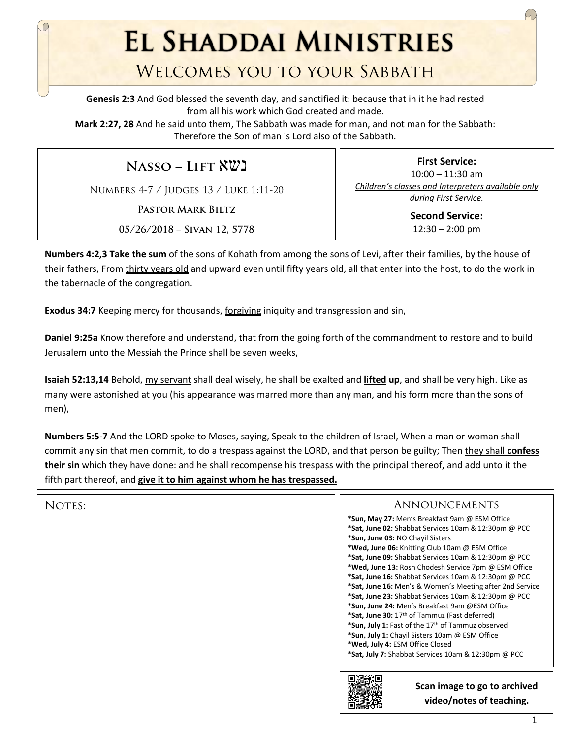# El Shaddai Ministries

## Welcomes you to your Sabbath

**Genesis 2:3** And God blessed the seventh day, and sanctified it: because that in it he had rested from all his work which God created and made.
**Mark 2:27, 28** And he said unto them, The Sabbath was made for man, and not man for the Sabbath: Therefore the Son of man is Lord also of the Sabbath.

## Nasso – Lift נשא

Numbers 4-7 / Judges 13 / Luke 1:11-20

**Pastor Mark Biltz**

05/26/2018 – Sivan 12, 5778

**First Service:**
10:00 – 11:30 am
*Children's classes and Interpreters available only during First Service.*

**Second Service:**
12:30 – 2:00 pm

**Numbers 4:2,3** **Take the sum** of the sons of Kohath from among the sons of Levi, after their families, by the house of their fathers, From thirty years old and upward even until fifty years old, all that enter into the host, to do the work in the tabernacle of the congregation.

**Exodus 34:7** Keeping mercy for thousands, forgiving iniquity and transgression and sin,

**Daniel 9:25a** Know therefore and understand, that from the going forth of the commandment to restore and to build Jerusalem unto the Messiah the Prince shall be seven weeks,

**Isaiah 52:13,14** Behold, my servant shall deal wisely, he shall be exalted and **lifted up**, and shall be very high. Like as many were astonished at you (his appearance was marred more than any man, and his form more than the sons of men),

**Numbers 5:5-7** And the LORD spoke to Moses, saying, Speak to the children of Israel, When a man or woman shall commit any sin that men commit, to do a trespass against the LORD, and that person be guilty; Then they shall **confess their sin** which they have done: and he shall recompense his trespass with the principal thereof, and add unto it the fifth part thereof, and **give it to him against whom he has trespassed.**

Notes:

## Announcements

- ***Sun, May 27:** Men's Breakfast 9am @ ESM Office
- ***Sat, June 02:** Shabbat Services 10am & 12:30pm @ PCC
- ***Sun, June 03:** NO Chayil Sisters
- ***Wed, June 06:** Knitting Club 10am @ ESM Office
- ***Sat, June 09:** Shabbat Services 10am & 12:30pm @ PCC
- ***Wed, June 13:** Rosh Chodesh Service 7pm @ ESM Office
- ***Sat, June 16:** Shabbat Services 10am & 12:30pm @ PCC
- ***Sat, June 16:** Men's & Women's Meeting after 2nd Service
- ***Sat, June 23:** Shabbat Services 10am & 12:30pm @ PCC
- ***Sun, June 24:** Men's Breakfast 9am @ESM Office
- ***Sat, June 30:** 17th of Tammuz (Fast deferred)
- ***Sun, July 1:** Fast of the 17th of Tammuz observed
- ***Sun, July 1:** Chayil Sisters 10am @ ESM Office
- ***Wed, July 4:** ESM Office Closed
- ***Sat, July 7:** Shabbat Services 10am & 12:30pm @ PCC

**Scan image to go to archived video/notes of teaching.**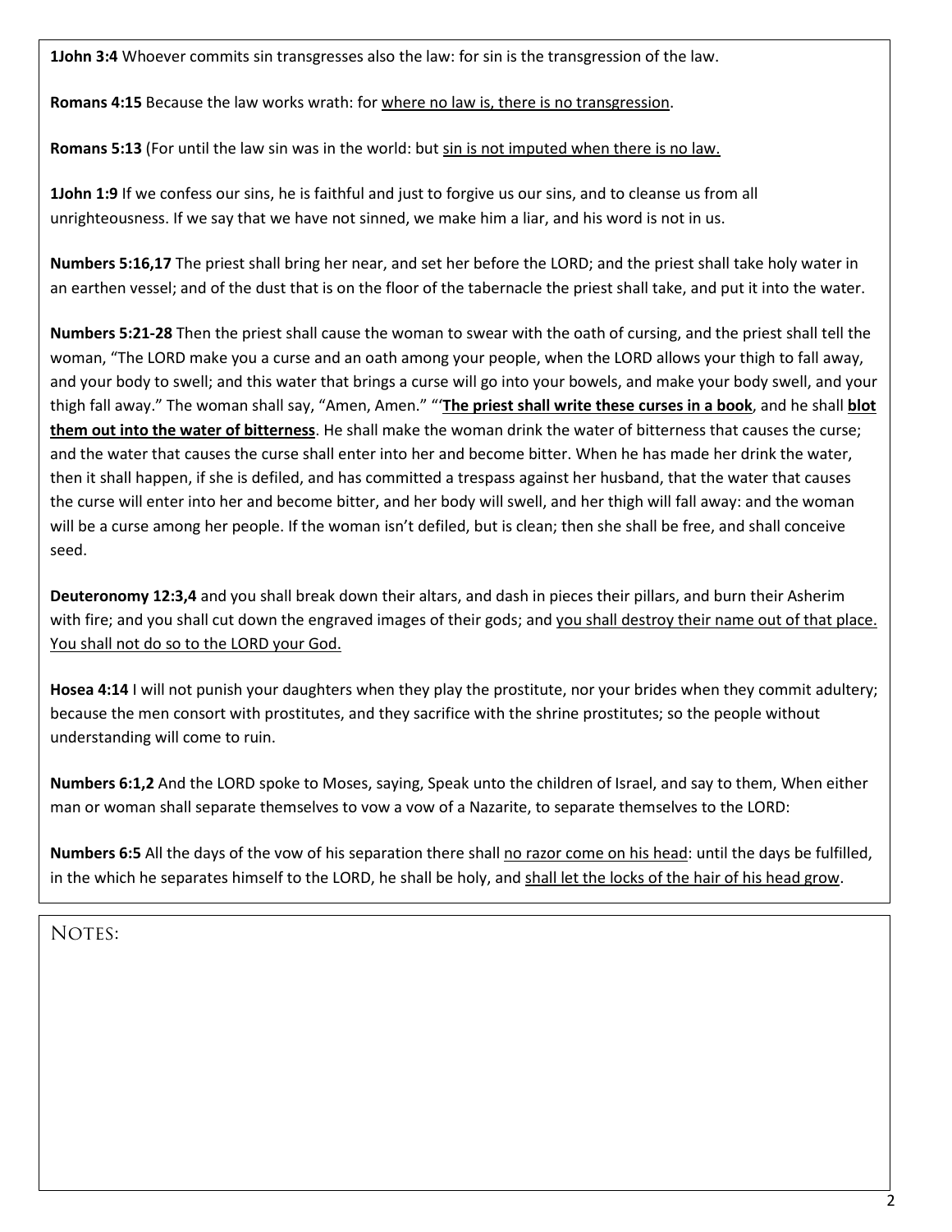**1John 3:4** Whoever commits sin transgresses also the law: for sin is the transgression of the law.

**Romans 4:15** Because the law works wrath: for <u>where no law is, there is no transgression</u>.

**Romans 5:13** (For until the law sin was in the world: but <u>sin is not imputed when there is no law.</u>

**1John 1:9** If we confess our sins, he is faithful and just to forgive us our sins, and to cleanse us from all unrighteousness. If we say that we have not sinned, we make him a liar, and his word is not in us.

**Numbers 5:16,17** The priest shall bring her near, and set her before the LORD; and the priest shall take holy water in an earthen vessel; and of the dust that is on the floor of the tabernacle the priest shall take, and put it into the water.

**Numbers 5:21-28** Then the priest shall cause the woman to swear with the oath of cursing, and the priest shall tell the woman, "The LORD make you a curse and an oath among your people, when the LORD allows your thigh to fall away, and your body to swell; and this water that brings a curse will go into your bowels, and make your body swell, and your thigh fall away." The woman shall say, "Amen, Amen." "'<u>**The priest shall write these curses in a book**</u>, and he shall <u>**blot them out into the water of bitterness**</u>. He shall make the woman drink the water of bitterness that causes the curse; and the water that causes the curse shall enter into her and become bitter. When he has made her drink the water, then it shall happen, if she is defiled, and has committed a trespass against her husband, that the water that causes the curse will enter into her and become bitter, and her body will swell, and her thigh will fall away: and the woman will be a curse among her people. If the woman isn't defiled, but is clean; then she shall be free, and shall conceive seed.

**Deuteronomy 12:3,4** and you shall break down their altars, and dash in pieces their pillars, and burn their Asherim with fire; and you shall cut down the engraved images of their gods; and <u>you shall destroy their name out of that place. You shall not do so to the LORD your God.</u>

**Hosea 4:14** I will not punish your daughters when they play the prostitute, nor your brides when they commit adultery; because the men consort with prostitutes, and they sacrifice with the shrine prostitutes; so the people without understanding will come to ruin.

**Numbers 6:1,2** And the LORD spoke to Moses, saying, Speak unto the children of Israel, and say to them, When either man or woman shall separate themselves to vow a vow of a Nazarite, to separate themselves to the LORD:

**Numbers 6:5** All the days of the vow of his separation there shall <u>no razor come on his head</u>: until the days be fulfilled, in the which he separates himself to the LORD, he shall be holy, and <u>shall let the locks of the hair of his head grow</u>.

NOTES: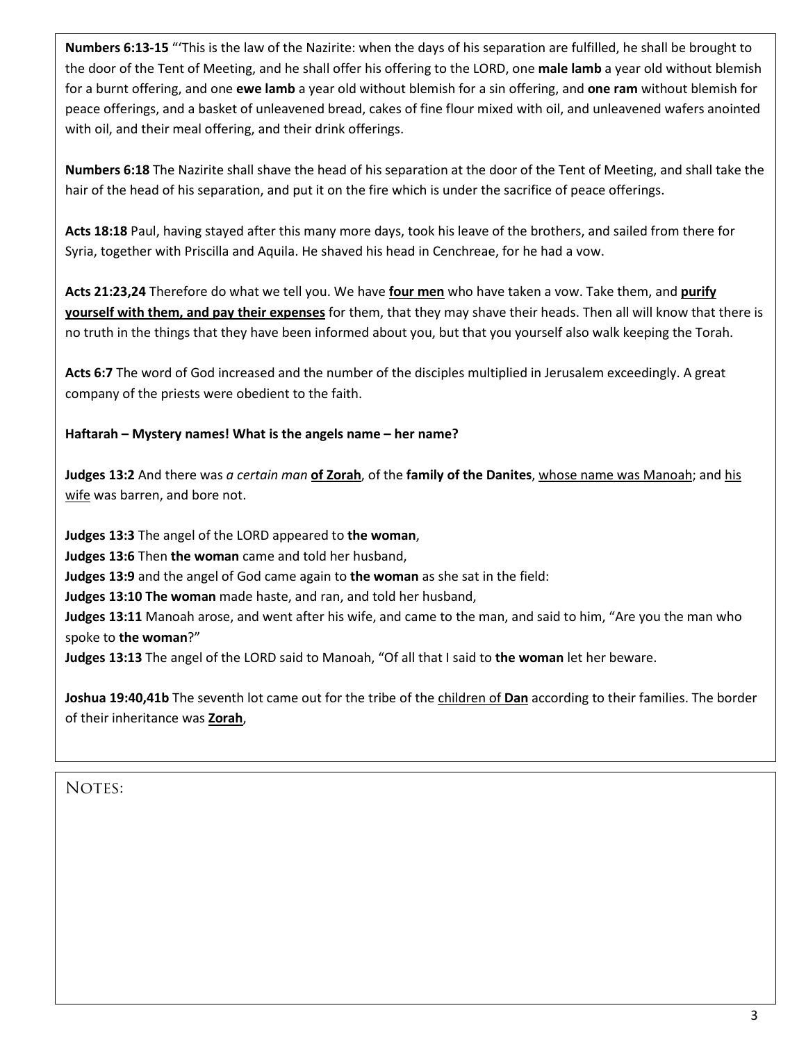**Numbers 6:13-15** "'This is the law of the Nazirite: when the days of his separation are fulfilled, he shall be brought to the door of the Tent of Meeting, and he shall offer his offering to the LORD, one **male lamb** a year old without blemish for a burnt offering, and one **ewe lamb** a year old without blemish for a sin offering, and **one ram** without blemish for peace offerings, and a basket of unleavened bread, cakes of fine flour mixed with oil, and unleavened wafers anointed with oil, and their meal offering, and their drink offerings.

**Numbers 6:18** The Nazirite shall shave the head of his separation at the door of the Tent of Meeting, and shall take the hair of the head of his separation, and put it on the fire which is under the sacrifice of peace offerings.

**Acts 18:18** Paul, having stayed after this many more days, took his leave of the brothers, and sailed from there for Syria, together with Priscilla and Aquila. He shaved his head in Cenchreae, for he had a vow.

**Acts 21:23,24** Therefore do what we tell you. We have **four men** who have taken a vow. Take them, and **purify yourself with them, and pay their expenses** for them, that they may shave their heads. Then all will know that there is no truth in the things that they have been informed about you, but that you yourself also walk keeping the Torah.

**Acts 6:7** The word of God increased and the number of the disciples multiplied in Jerusalem exceedingly. A great company of the priests were obedient to the faith.

**Haftarah – Mystery names! What is the angels name – her name?**

**Judges 13:2** And there was *a certain man* **of Zorah**, of the **family of the Danites**, whose name was Manoah; and his wife was barren, and bore not.

**Judges 13:3** The angel of the LORD appeared to **the woman**,
**Judges 13:6** Then **the woman** came and told her husband,
**Judges 13:9** and the angel of God came again to **the woman** as she sat in the field:
**Judges 13:10 The woman** made haste, and ran, and told her husband,
**Judges 13:11** Manoah arose, and went after his wife, and came to the man, and said to him, "Are you the man who spoke to **the woman**?"
**Judges 13:13** The angel of the LORD said to Manoah, "Of all that I said to **the woman** let her beware.

**Joshua 19:40,41b** The seventh lot came out for the tribe of the children of **Dan** according to their families. The border of their inheritance was **Zorah**,

NOTES: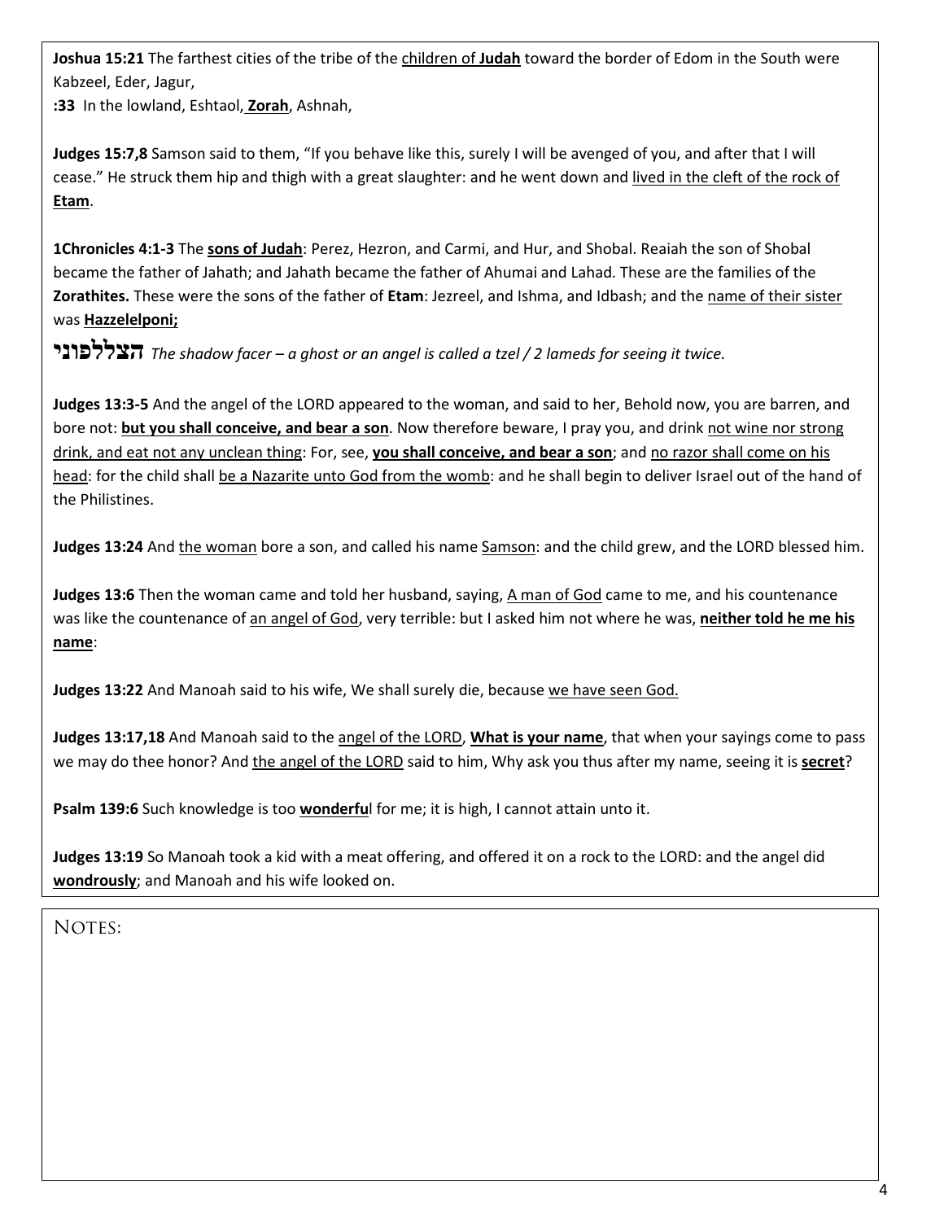**Joshua 15:21** The farthest cities of the tribe of the children of **Judah** toward the border of Edom in the South were Kabzeel, Eder, Jagur,
**:33** In the lowland, Eshtaol, **Zorah**, Ashnah,

**Judges 15:7,8** Samson said to them, "If you behave like this, surely I will be avenged of you, and after that I will cease." He struck them hip and thigh with a great slaughter: and he went down and lived in the cleft of the rock of **Etam**.

**1Chronicles 4:1-3** The **sons of Judah**: Perez, Hezron, and Carmi, and Hur, and Shobal. Reaiah the son of Shobal became the father of Jahath; and Jahath became the father of Ahumai and Lahad. These are the families of the **Zorathites.** These were the sons of the father of **Etam**: Jezreel, and Ishma, and Idbash; and the name of their sister was **Hazzelelponi;**

**הצללפוני** *The shadow facer – a ghost or an angel is called a tzel / 2 lameds for seeing it twice.*

**Judges 13:3-5** And the angel of the LORD appeared to the woman, and said to her, Behold now, you are barren, and bore not: **but you shall conceive, and bear a son**. Now therefore beware, I pray you, and drink not wine nor strong drink, and eat not any unclean thing: For, see, **you shall conceive, and bear a son**; and no razor shall come on his head: for the child shall be a Nazarite unto God from the womb: and he shall begin to deliver Israel out of the hand of the Philistines.

**Judges 13:24** And the woman bore a son, and called his name Samson: and the child grew, and the LORD blessed him.

**Judges 13:6** Then the woman came and told her husband, saying, A man of God came to me, and his countenance was like the countenance of an angel of God, very terrible: but I asked him not where he was, **neither told he me his name**:

**Judges 13:22** And Manoah said to his wife, We shall surely die, because we have seen God.

**Judges 13:17,18** And Manoah said to the angel of the LORD, **What is your name**, that when your sayings come to pass we may do thee honor? And the angel of the LORD said to him, Why ask you thus after my name, seeing it is **secret**?

**Psalm 139:6** Such knowledge is too **wonderful** for me; it is high, I cannot attain unto it.

**Judges 13:19** So Manoah took a kid with a meat offering, and offered it on a rock to the LORD: and the angel did **wondrously**; and Manoah and his wife looked on.

NOTES: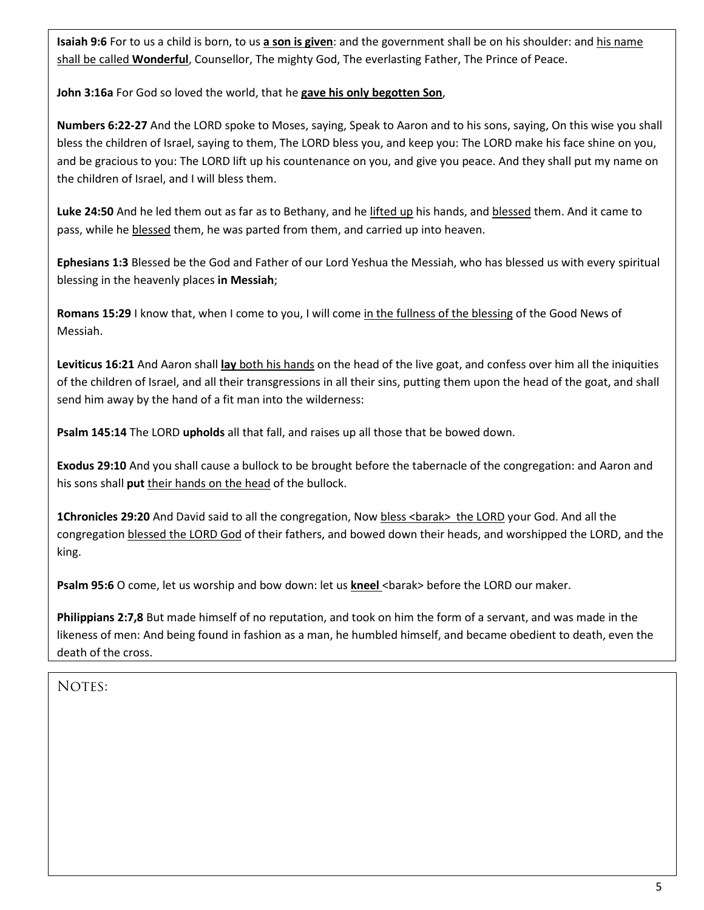**Isaiah 9:6** For to us a child is born, to us **a son is given**: and the government shall be on his shoulder: and his name shall be called **Wonderful**, Counsellor, The mighty God, The everlasting Father, The Prince of Peace.

**John 3:16a** For God so loved the world, that he **gave his only begotten Son**,

**Numbers 6:22-27** And the LORD spoke to Moses, saying, Speak to Aaron and to his sons, saying, On this wise you shall bless the children of Israel, saying to them, The LORD bless you, and keep you: The LORD make his face shine on you, and be gracious to you: The LORD lift up his countenance on you, and give you peace. And they shall put my name on the children of Israel, and I will bless them.

**Luke 24:50** And he led them out as far as to Bethany, and he lifted up his hands, and blessed them. And it came to pass, while he blessed them, he was parted from them, and carried up into heaven.

**Ephesians 1:3** Blessed be the God and Father of our Lord Yeshua the Messiah, who has blessed us with every spiritual blessing in the heavenly places **in Messiah**;

**Romans 15:29** I know that, when I come to you, I will come in the fullness of the blessing of the Good News of Messiah.

**Leviticus 16:21** And Aaron shall **lay** both his hands on the head of the live goat, and confess over him all the iniquities of the children of Israel, and all their transgressions in all their sins, putting them upon the head of the goat, and shall send him away by the hand of a fit man into the wilderness:

**Psalm 145:14** The LORD **upholds** all that fall, and raises up all those that be bowed down.

**Exodus 29:10** And you shall cause a bullock to be brought before the tabernacle of the congregation: and Aaron and his sons shall **put** their hands on the head of the bullock.

**1Chronicles 29:20** And David said to all the congregation, Now bless <barak> the LORD your God. And all the congregation blessed the LORD God of their fathers, and bowed down their heads, and worshipped the LORD, and the king.

**Psalm 95:6** O come, let us worship and bow down: let us **kneel** <barak> before the LORD our maker.

**Philippians 2:7,8** But made himself of no reputation, and took on him the form of a servant, and was made in the likeness of men: And being found in fashion as a man, he humbled himself, and became obedient to death, even the death of the cross.

NOTES: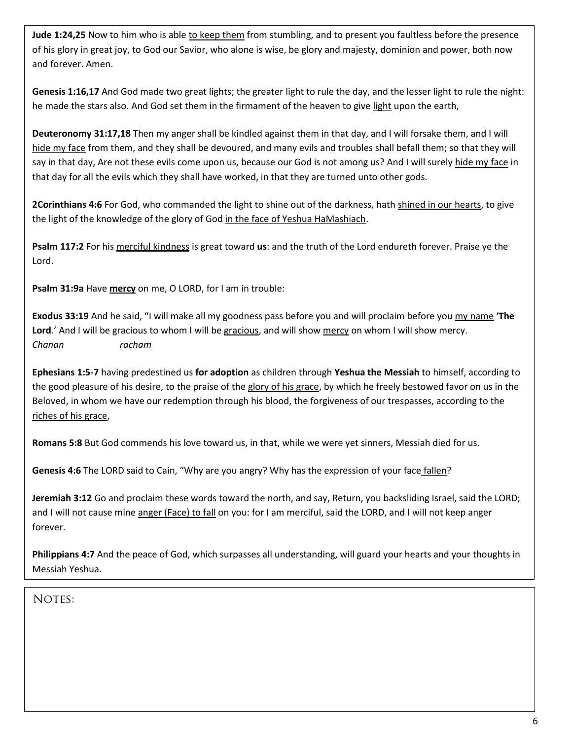**Jude 1:24,25** Now to him who is able <u>to keep them</u> from stumbling, and to present you faultless before the presence of his glory in great joy, to God our Savior, who alone is wise, be glory and majesty, dominion and power, both now and forever. Amen.

**Genesis 1:16,17** And God made two great lights; the greater light to rule the day, and the lesser light to rule the night: he made the stars also. And God set them in the firmament of the heaven to give <u>light</u> upon the earth,

**Deuteronomy 31:17,18** Then my anger shall be kindled against them in that day, and I will forsake them, and I will <u>hide my face</u> from them, and they shall be devoured, and many evils and troubles shall befall them; so that they will say in that day, Are not these evils come upon us, because our God is not among us? And I will surely <u>hide my face</u> in that day for all the evils which they shall have worked, in that they are turned unto other gods.

**2Corinthians 4:6** For God, who commanded the light to shine out of the darkness, hath <u>shined in our hearts</u>, to give the light of the knowledge of the glory of God <u>in the face of Yeshua HaMashiach</u>.

**Psalm 117:2** For his <u>merciful kindness</u> is great toward **us**: and the truth of the Lord endureth forever. Praise ye the Lord.

**Psalm 31:9a** Have <u>**mercy**</u> on me, O LORD, for I am in trouble:

**Exodus 33:19** And he said, "I will make all my goodness pass before you and will proclaim before you <u>my name</u> '**The Lord**.' And I will be gracious to whom I will be <u>gracious</u>, and will show <u>mercy</u> on whom I will show mercy.
*Chanan* *racham*

**Ephesians 1:5-7** having predestined us **for adoption** as children through **Yeshua the Messiah** to himself, according to the good pleasure of his desire, to the praise of the <u>glory of his grace</u>, by which he freely bestowed favor on us in the Beloved, in whom we have our redemption through his blood, the forgiveness of our trespasses, according to the <u>riches of his grace</u>,

**Romans 5:8** But God commends his love toward us, in that, while we were yet sinners, Messiah died for us.

**Genesis 4:6** The LORD said to Cain, "Why are you angry? Why has the expression of your face <u>fallen</u>?

**Jeremiah 3:12** Go and proclaim these words toward the north, and say, Return, you backsliding Israel, said the LORD; and I will not cause mine <u>anger (Face) to fall</u> on you: for I am merciful, said the LORD, and I will not keep anger forever.

**Philippians 4:7** And the peace of God, which surpasses all understanding, will guard your hearts and your thoughts in Messiah Yeshua.

NOTES: